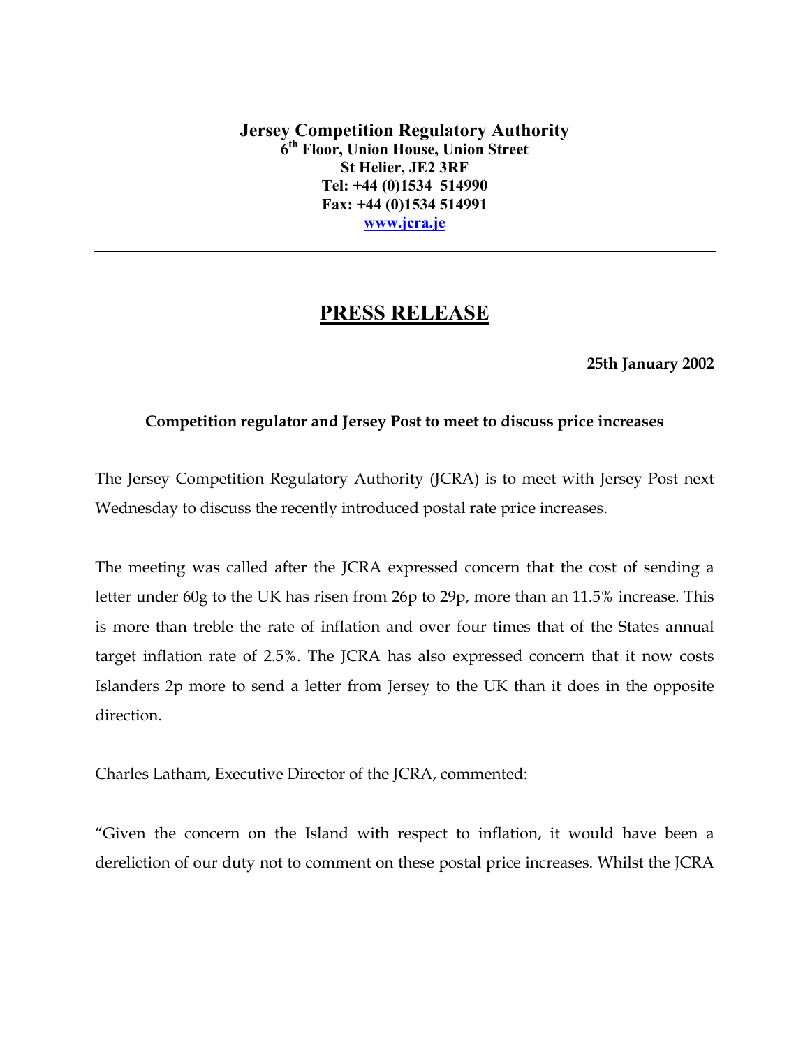**Jersey Competition Regulatory Authority**
**6th Floor, Union House, Union Street**
**St Helier, JE2 3RF**
**Tel: +44 (0)1534 514990**
**Fax: +44 (0)1534 514991**
**www.jcra.je**

---

# PRESS RELEASE

**25th January 2002**

**Competition regulator and Jersey Post to meet to discuss price increases**

The Jersey Competition Regulatory Authority (JCRA) is to meet with Jersey Post next Wednesday to discuss the recently introduced postal rate price increases.

The meeting was called after the JCRA expressed concern that the cost of sending a letter under 60g to the UK has risen from 26p to 29p, more than an 11.5% increase. This is more than treble the rate of inflation and over four times that of the States annual target inflation rate of 2.5%. The JCRA has also expressed concern that it now costs Islanders 2p more to send a letter from Jersey to the UK than it does in the opposite direction.

Charles Latham, Executive Director of the JCRA, commented:

"Given the concern on the Island with respect to inflation, it would have been a dereliction of our duty not to comment on these postal price increases. Whilst the JCRA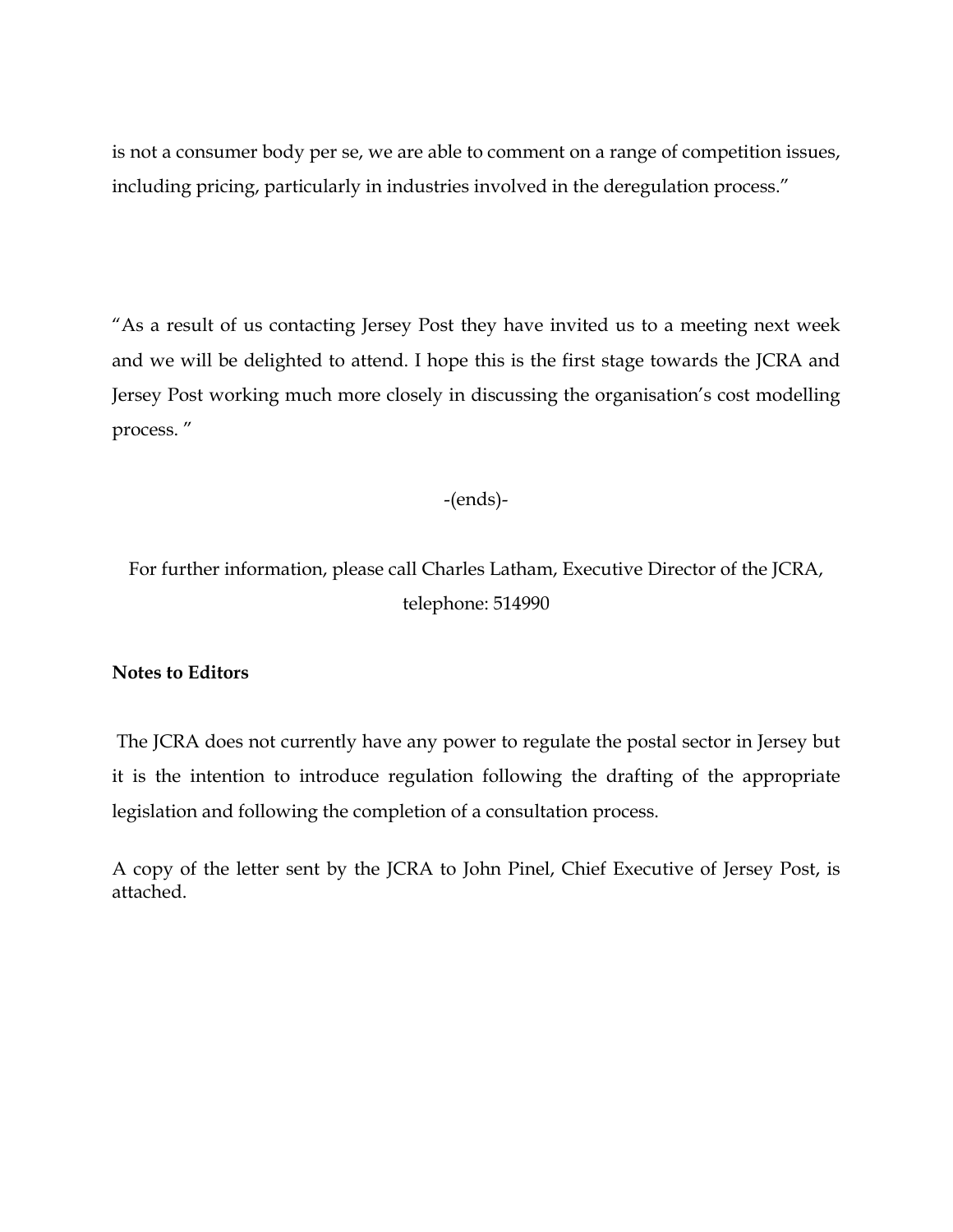is not a consumer body per se, we are able to comment on a range of competition issues, including pricing, particularly in industries involved in the deregulation process."

"As a result of us contacting Jersey Post they have invited us to a meeting next week and we will be delighted to attend. I hope this is the first stage towards the JCRA and Jersey Post working much more closely in discussing the organisation's cost modelling process. "

-(ends)-

For further information, please call Charles Latham, Executive Director of the JCRA, telephone: 514990

**Notes to Editors**

The JCRA does not currently have any power to regulate the postal sector in Jersey but it is the intention to introduce regulation following the drafting of the appropriate legislation and following the completion of a consultation process.

A copy of the letter sent by the JCRA to John Pinel, Chief Executive of Jersey Post, is attached.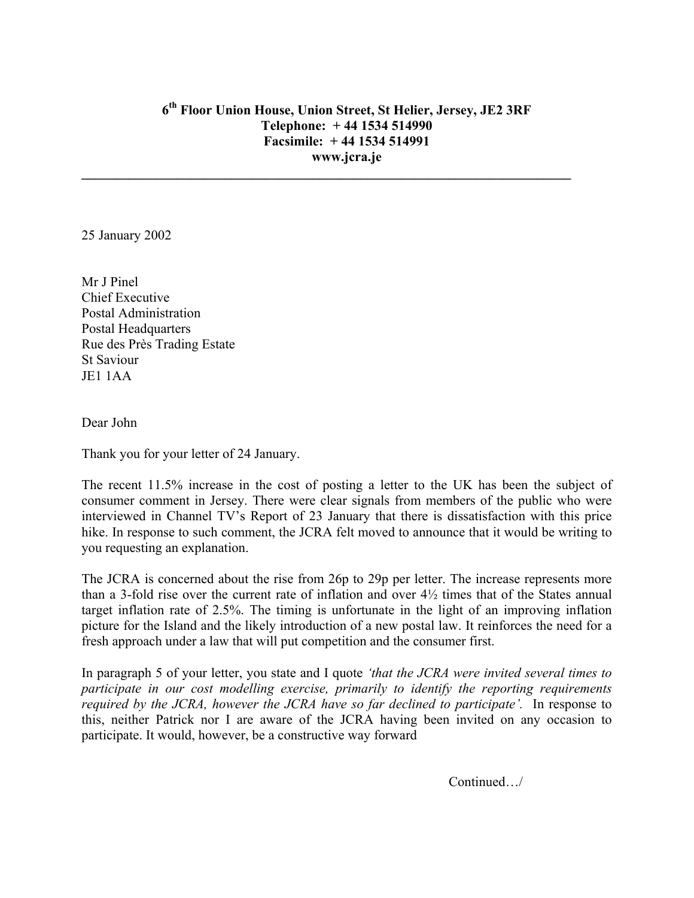**6th Floor Union House, Union Street, St Helier, Jersey, JE2 3RF**
**Telephone: + 44 1534 514990**
**Facsimile: + 44 1534 514991**
**www.jcra.je**

---

25 January 2002

Mr J Pinel
Chief Executive
Postal Administration
Postal Headquarters
Rue des Près Trading Estate
St Saviour
JE1 1AA

Dear John

Thank you for your letter of 24 January.

The recent 11.5% increase in the cost of posting a letter to the UK has been the subject of consumer comment in Jersey. There were clear signals from members of the public who were interviewed in Channel TV's Report of 23 January that there is dissatisfaction with this price hike. In response to such comment, the JCRA felt moved to announce that it would be writing to you requesting an explanation.

The JCRA is concerned about the rise from 26p to 29p per letter. The increase represents more than a 3-fold rise over the current rate of inflation and over 4½ times that of the States annual target inflation rate of 2.5%. The timing is unfortunate in the light of an improving inflation picture for the Island and the likely introduction of a new postal law. It reinforces the need for a fresh approach under a law that will put competition and the consumer first.

In paragraph 5 of your letter, you state and I quote *'that the JCRA were invited several times to participate in our cost modelling exercise, primarily to identify the reporting requirements required by the JCRA, however the JCRA have so far declined to participate'.* In response to this, neither Patrick nor I are aware of the JCRA having been invited on any occasion to participate. It would, however, be a constructive way forward

Continued…/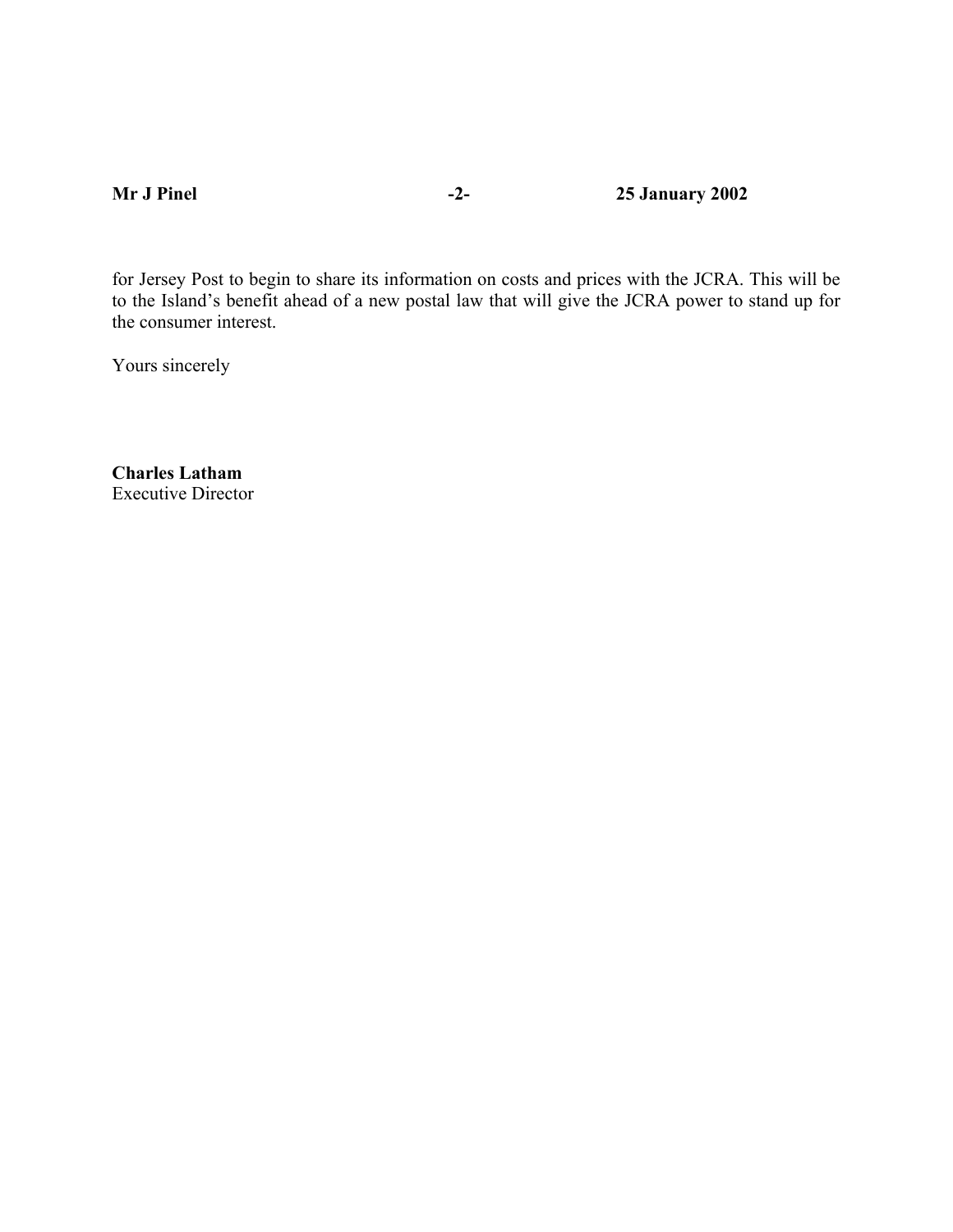for Jersey Post to begin to share its information on costs and prices with the JCRA. This will be to the Island's benefit ahead of a new postal law that will give the JCRA power to stand up for the consumer interest.

Yours sincerely

**Charles Latham**
Executive Director